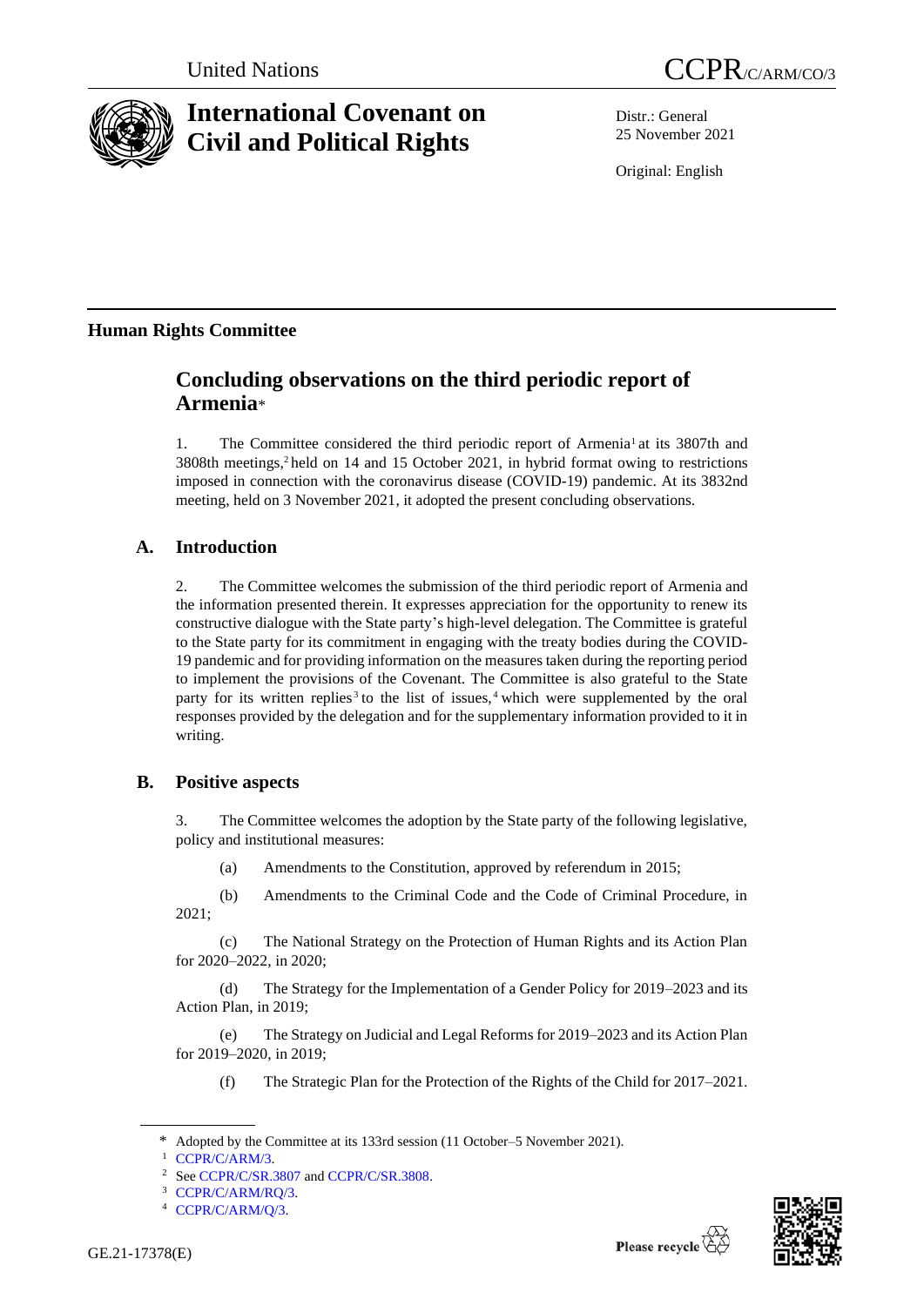United Nations

CCPR/C/ARM/CO/3

# International Covenant on Civil and Political Rights

Distr.: General
25 November 2021

Original: English

## Human Rights Committee

# Concluding observations on the third periodic report of Armenia*

1. The Committee considered the third periodic report of Armenia[1] at its 3807th and 3808th meetings,[2] held on 14 and 15 October 2021, in hybrid format owing to restrictions imposed in connection with the coronavirus disease (COVID-19) pandemic. At its 3832nd meeting, held on 3 November 2021, it adopted the present concluding observations.

## A. Introduction

2. The Committee welcomes the submission of the third periodic report of Armenia and the information presented therein. It expresses appreciation for the opportunity to renew its constructive dialogue with the State party's high-level delegation. The Committee is grateful to the State party for its commitment in engaging with the treaty bodies during the COVID-19 pandemic and for providing information on the measures taken during the reporting period to implement the provisions of the Covenant. The Committee is also grateful to the State party for its written replies[3] to the list of issues,[4] which were supplemented by the oral responses provided by the delegation and for the supplementary information provided to it in writing.

## B. Positive aspects

3. The Committee welcomes the adoption by the State party of the following legislative, policy and institutional measures:

(a) Amendments to the Constitution, approved by referendum in 2015;

(b) Amendments to the Criminal Code and the Code of Criminal Procedure, in 2021;

(c) The National Strategy on the Protection of Human Rights and its Action Plan for 2020–2022, in 2020;

(d) The Strategy for the Implementation of a Gender Policy for 2019–2023 and its Action Plan, in 2019;

(e) The Strategy on Judicial and Legal Reforms for 2019–2023 and its Action Plan for 2019–2020, in 2019;

(f) The Strategic Plan for the Protection of the Rights of the Child for 2017–2021.

---

\* Adopted by the Committee at its 133rd session (11 October–5 November 2021).

[1] CCPR/C/ARM/3.

[2] See CCPR/C/SR.3807 and CCPR/C/SR.3808.

[3] CCPR/C/ARM/RQ/3.

[4] CCPR/C/ARM/Q/3.

GE.21-17378(E)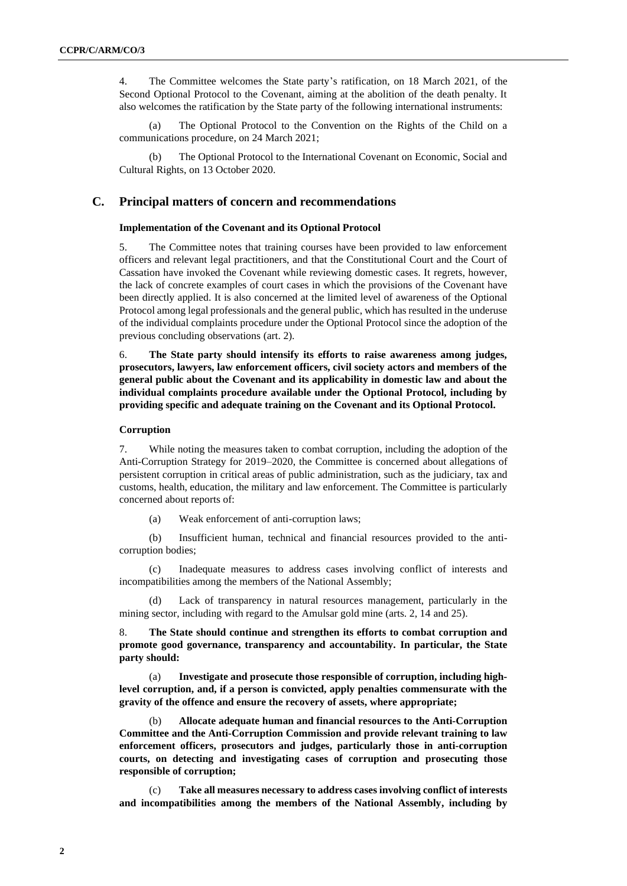4. The Committee welcomes the State party's ratification, on 18 March 2021, of the Second Optional Protocol to the Covenant, aiming at the abolition of the death penalty. It also welcomes the ratification by the State party of the following international instruments:

(a) The Optional Protocol to the Convention on the Rights of the Child on a communications procedure, on 24 March 2021;

(b) The Optional Protocol to the International Covenant on Economic, Social and Cultural Rights, on 13 October 2020.

## C. Principal matters of concern and recommendations

### Implementation of the Covenant and its Optional Protocol

5. The Committee notes that training courses have been provided to law enforcement officers and relevant legal practitioners, and that the Constitutional Court and the Court of Cassation have invoked the Covenant while reviewing domestic cases. It regrets, however, the lack of concrete examples of court cases in which the provisions of the Covenant have been directly applied. It is also concerned at the limited level of awareness of the Optional Protocol among legal professionals and the general public, which has resulted in the underuse of the individual complaints procedure under the Optional Protocol since the adoption of the previous concluding observations (art. 2).

6. **The State party should intensify its efforts to raise awareness among judges, prosecutors, lawyers, law enforcement officers, civil society actors and members of the general public about the Covenant and its applicability in domestic law and about the individual complaints procedure available under the Optional Protocol, including by providing specific and adequate training on the Covenant and its Optional Protocol.**

### Corruption

7. While noting the measures taken to combat corruption, including the adoption of the Anti-Corruption Strategy for 2019–2020, the Committee is concerned about allegations of persistent corruption in critical areas of public administration, such as the judiciary, tax and customs, health, education, the military and law enforcement. The Committee is particularly concerned about reports of:

(a) Weak enforcement of anti-corruption laws;

(b) Insufficient human, technical and financial resources provided to the anti-corruption bodies;

(c) Inadequate measures to address cases involving conflict of interests and incompatibilities among the members of the National Assembly;

(d) Lack of transparency in natural resources management, particularly in the mining sector, including with regard to the Amulsar gold mine (arts. 2, 14 and 25).

8. **The State should continue and strengthen its efforts to combat corruption and promote good governance, transparency and accountability. In particular, the State party should:**

**(a) Investigate and prosecute those responsible of corruption, including high-level corruption, and, if a person is convicted, apply penalties commensurate with the gravity of the offence and ensure the recovery of assets, where appropriate;**

**(b) Allocate adequate human and financial resources to the Anti-Corruption Committee and the Anti-Corruption Commission and provide relevant training to law enforcement officers, prosecutors and judges, particularly those in anti-corruption courts, on detecting and investigating cases of corruption and prosecuting those responsible of corruption;**

**(c) Take all measures necessary to address cases involving conflict of interests and incompatibilities among the members of the National Assembly, including by**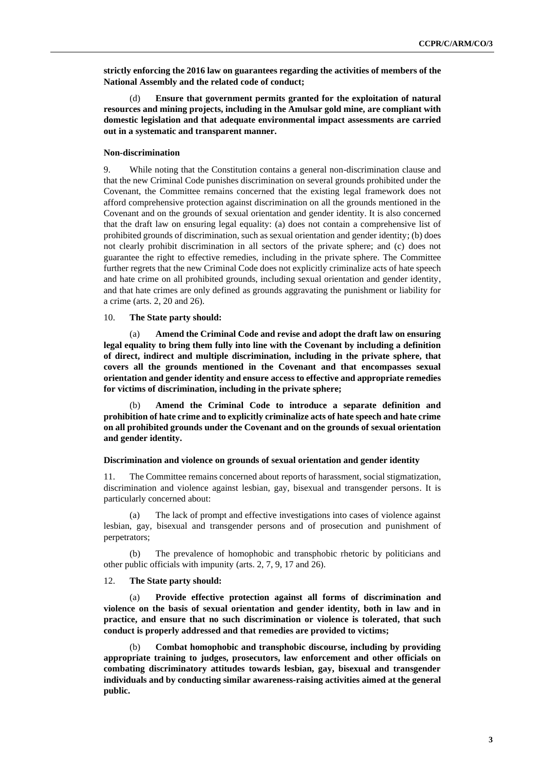**strictly enforcing the 2016 law on guarantees regarding the activities of members of the National Assembly and the related code of conduct;**

(d) **Ensure that government permits granted for the exploitation of natural resources and mining projects, including in the Amulsar gold mine, are compliant with domestic legislation and that adequate environmental impact assessments are carried out in a systematic and transparent manner.**

### Non-discrimination

9. While noting that the Constitution contains a general non-discrimination clause and that the new Criminal Code punishes discrimination on several grounds prohibited under the Covenant, the Committee remains concerned that the existing legal framework does not afford comprehensive protection against discrimination on all the grounds mentioned in the Covenant and on the grounds of sexual orientation and gender identity. It is also concerned that the draft law on ensuring legal equality: (a) does not contain a comprehensive list of prohibited grounds of discrimination, such as sexual orientation and gender identity; (b) does not clearly prohibit discrimination in all sectors of the private sphere; and (c) does not guarantee the right to effective remedies, including in the private sphere. The Committee further regrets that the new Criminal Code does not explicitly criminalize acts of hate speech and hate crime on all prohibited grounds, including sexual orientation and gender identity, and that hate crimes are only defined as grounds aggravating the punishment or liability for a crime (arts. 2, 20 and 26).

10. **The State party should:**

(a) **Amend the Criminal Code and revise and adopt the draft law on ensuring legal equality to bring them fully into line with the Covenant by including a definition of direct, indirect and multiple discrimination, including in the private sphere, that covers all the grounds mentioned in the Covenant and that encompasses sexual orientation and gender identity and ensure access to effective and appropriate remedies for victims of discrimination, including in the private sphere;**

(b) **Amend the Criminal Code to introduce a separate definition and prohibition of hate crime and to explicitly criminalize acts of hate speech and hate crime on all prohibited grounds under the Covenant and on the grounds of sexual orientation and gender identity.**

### Discrimination and violence on grounds of sexual orientation and gender identity

11. The Committee remains concerned about reports of harassment, social stigmatization, discrimination and violence against lesbian, gay, bisexual and transgender persons. It is particularly concerned about:

(a) The lack of prompt and effective investigations into cases of violence against lesbian, gay, bisexual and transgender persons and of prosecution and punishment of perpetrators;

(b) The prevalence of homophobic and transphobic rhetoric by politicians and other public officials with impunity (arts. 2, 7, 9, 17 and 26).

12. **The State party should:**

(a) **Provide effective protection against all forms of discrimination and violence on the basis of sexual orientation and gender identity, both in law and in practice, and ensure that no such discrimination or violence is tolerated, that such conduct is properly addressed and that remedies are provided to victims;**

(b) **Combat homophobic and transphobic discourse, including by providing appropriate training to judges, prosecutors, law enforcement and other officials on combating discriminatory attitudes towards lesbian, gay, bisexual and transgender individuals and by conducting similar awareness-raising activities aimed at the general public.**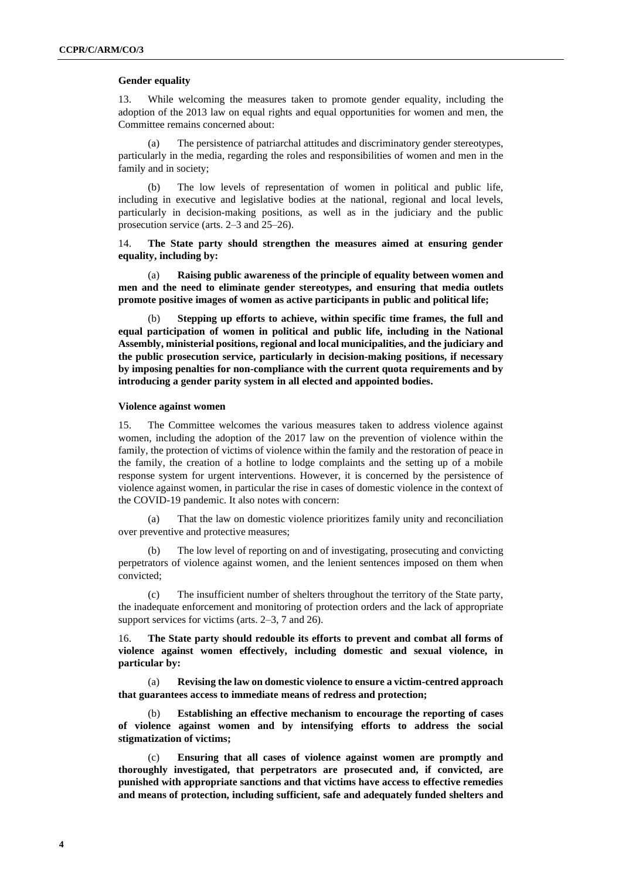### Gender equality

13. While welcoming the measures taken to promote gender equality, including the adoption of the 2013 law on equal rights and equal opportunities for women and men, the Committee remains concerned about:

(a) The persistence of patriarchal attitudes and discriminatory gender stereotypes, particularly in the media, regarding the roles and responsibilities of women and men in the family and in society;

(b) The low levels of representation of women in political and public life, including in executive and legislative bodies at the national, regional and local levels, particularly in decision-making positions, as well as in the judiciary and the public prosecution service (arts. 2–3 and 25–26).

14. **The State party should strengthen the measures aimed at ensuring gender equality, including by:**

(a) **Raising public awareness of the principle of equality between women and men and the need to eliminate gender stereotypes, and ensuring that media outlets promote positive images of women as active participants in public and political life;**

(b) **Stepping up efforts to achieve, within specific time frames, the full and equal participation of women in political and public life, including in the National Assembly, ministerial positions, regional and local municipalities, and the judiciary and the public prosecution service, particularly in decision-making positions, if necessary by imposing penalties for non-compliance with the current quota requirements and by introducing a gender parity system in all elected and appointed bodies.**

### Violence against women

15. The Committee welcomes the various measures taken to address violence against women, including the adoption of the 2017 law on the prevention of violence within the family, the protection of victims of violence within the family and the restoration of peace in the family, the creation of a hotline to lodge complaints and the setting up of a mobile response system for urgent interventions. However, it is concerned by the persistence of violence against women, in particular the rise in cases of domestic violence in the context of the COVID-19 pandemic. It also notes with concern:

(a) That the law on domestic violence prioritizes family unity and reconciliation over preventive and protective measures;

(b) The low level of reporting on and of investigating, prosecuting and convicting perpetrators of violence against women, and the lenient sentences imposed on them when convicted;

(c) The insufficient number of shelters throughout the territory of the State party, the inadequate enforcement and monitoring of protection orders and the lack of appropriate support services for victims (arts. 2–3, 7 and 26).

16. **The State party should redouble its efforts to prevent and combat all forms of violence against women effectively, including domestic and sexual violence, in particular by:**

(a) **Revising the law on domestic violence to ensure a victim-centred approach that guarantees access to immediate means of redress and protection;**

(b) **Establishing an effective mechanism to encourage the reporting of cases of violence against women and by intensifying efforts to address the social stigmatization of victims;**

(c) **Ensuring that all cases of violence against women are promptly and thoroughly investigated, that perpetrators are prosecuted and, if convicted, are punished with appropriate sanctions and that victims have access to effective remedies and means of protection, including sufficient, safe and adequately funded shelters and**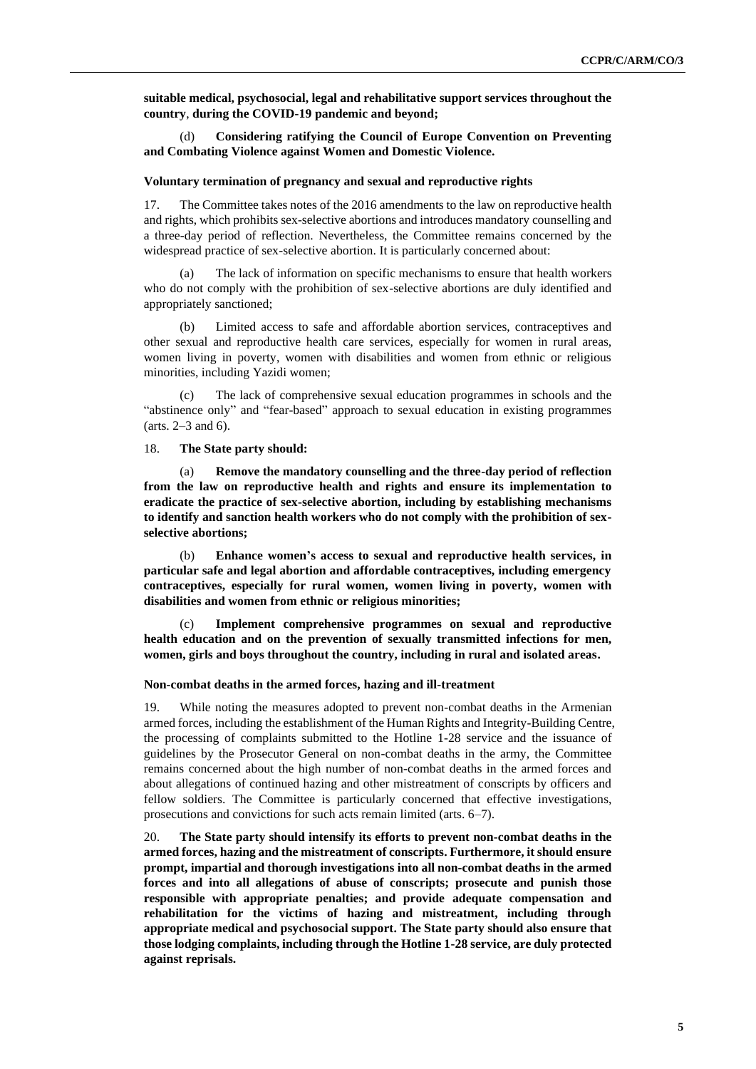**suitable medical, psychosocial, legal and rehabilitative support services throughout the country**, **during the COVID-19 pandemic and beyond;**

(d) **Considering ratifying the Council of Europe Convention on Preventing and Combating Violence against Women and Domestic Violence.**

### Voluntary termination of pregnancy and sexual and reproductive rights

17. The Committee takes notes of the 2016 amendments to the law on reproductive health and rights, which prohibits sex-selective abortions and introduces mandatory counselling and a three-day period of reflection. Nevertheless, the Committee remains concerned by the widespread practice of sex-selective abortion. It is particularly concerned about:

(a) The lack of information on specific mechanisms to ensure that health workers who do not comply with the prohibition of sex-selective abortions are duly identified and appropriately sanctioned;

(b) Limited access to safe and affordable abortion services, contraceptives and other sexual and reproductive health care services, especially for women in rural areas, women living in poverty, women with disabilities and women from ethnic or religious minorities, including Yazidi women;

(c) The lack of comprehensive sexual education programmes in schools and the "abstinence only" and "fear-based" approach to sexual education in existing programmes (arts. 2–3 and 6).

18. **The State party should:**

(a) **Remove the mandatory counselling and the three-day period of reflection from the law on reproductive health and rights and ensure its implementation to eradicate the practice of sex-selective abortion, including by establishing mechanisms to identify and sanction health workers who do not comply with the prohibition of sex-selective abortions;**

(b) **Enhance women's access to sexual and reproductive health services, in particular safe and legal abortion and affordable contraceptives, including emergency contraceptives, especially for rural women, women living in poverty, women with disabilities and women from ethnic or religious minorities;**

(c) **Implement comprehensive programmes on sexual and reproductive health education and on the prevention of sexually transmitted infections for men, women, girls and boys throughout the country, including in rural and isolated areas.**

### Non-combat deaths in the armed forces, hazing and ill-treatment

19. While noting the measures adopted to prevent non-combat deaths in the Armenian armed forces, including the establishment of the Human Rights and Integrity-Building Centre, the processing of complaints submitted to the Hotline 1-28 service and the issuance of guidelines by the Prosecutor General on non-combat deaths in the army, the Committee remains concerned about the high number of non-combat deaths in the armed forces and about allegations of continued hazing and other mistreatment of conscripts by officers and fellow soldiers. The Committee is particularly concerned that effective investigations, prosecutions and convictions for such acts remain limited (arts. 6–7).

20. **The State party should intensify its efforts to prevent non-combat deaths in the armed forces, hazing and the mistreatment of conscripts. Furthermore, it should ensure prompt, impartial and thorough investigations into all non-combat deaths in the armed forces and into all allegations of abuse of conscripts; prosecute and punish those responsible with appropriate penalties; and provide adequate compensation and rehabilitation for the victims of hazing and mistreatment, including through appropriate medical and psychosocial support. The State party should also ensure that those lodging complaints, including through the Hotline 1-28 service, are duly protected against reprisals.**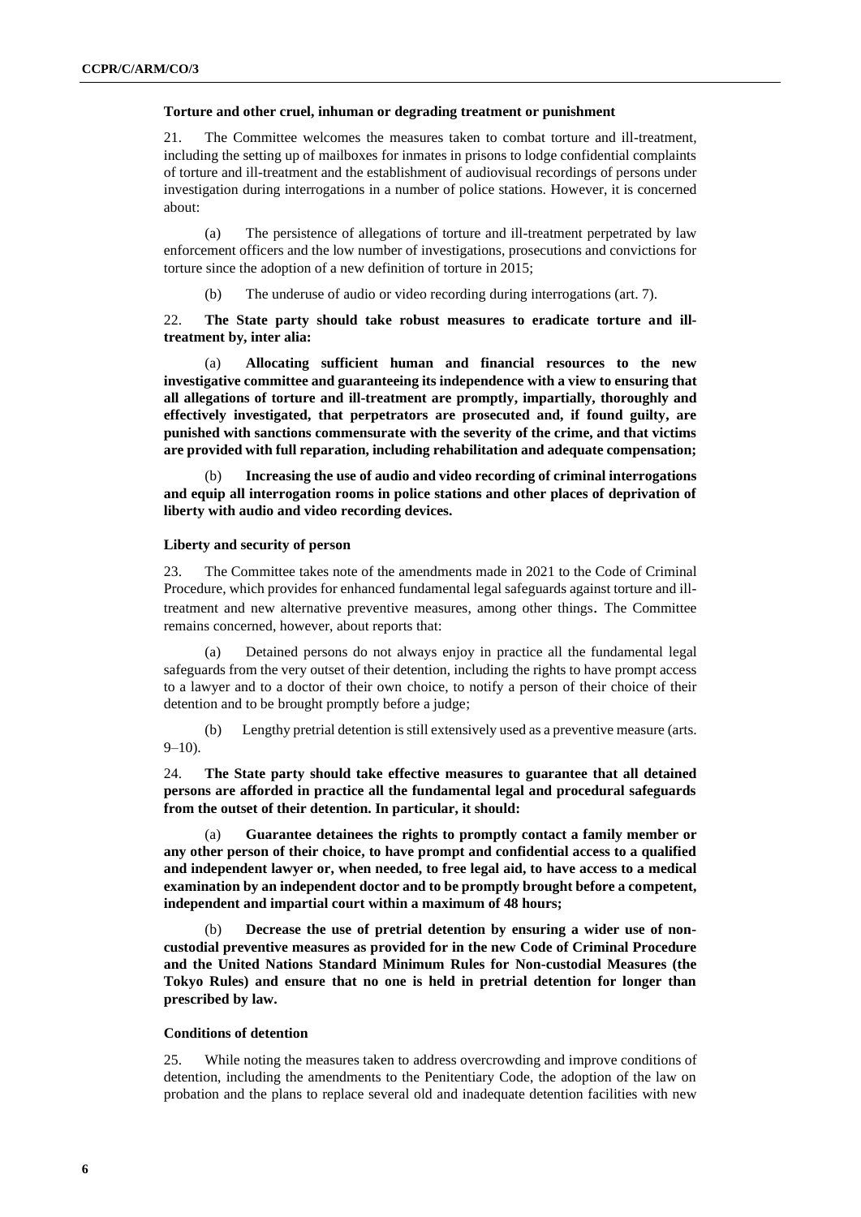**Torture and other cruel, inhuman or degrading treatment or punishment**

21. The Committee welcomes the measures taken to combat torture and ill-treatment, including the setting up of mailboxes for inmates in prisons to lodge confidential complaints of torture and ill-treatment and the establishment of audiovisual recordings of persons under investigation during interrogations in a number of police stations. However, it is concerned about:

(a) The persistence of allegations of torture and ill-treatment perpetrated by law enforcement officers and the low number of investigations, prosecutions and convictions for torture since the adoption of a new definition of torture in 2015;

(b) The underuse of audio or video recording during interrogations (art. 7).

22. **The State party should take robust measures to eradicate torture and ill-treatment by, inter alia:**

(a) **Allocating sufficient human and financial resources to the new investigative committee and guaranteeing its independence with a view to ensuring that all allegations of torture and ill-treatment are promptly, impartially, thoroughly and effectively investigated, that perpetrators are prosecuted and, if found guilty, are punished with sanctions commensurate with the severity of the crime, and that victims are provided with full reparation, including rehabilitation and adequate compensation;**

(b) **Increasing the use of audio and video recording of criminal interrogations and equip all interrogation rooms in police stations and other places of deprivation of liberty with audio and video recording devices.**

**Liberty and security of person**

23. The Committee takes note of the amendments made in 2021 to the Code of Criminal Procedure, which provides for enhanced fundamental legal safeguards against torture and ill-treatment and new alternative preventive measures, among other things. The Committee remains concerned, however, about reports that:

(a) Detained persons do not always enjoy in practice all the fundamental legal safeguards from the very outset of their detention, including the rights to have prompt access to a lawyer and to a doctor of their own choice, to notify a person of their choice of their detention and to be brought promptly before a judge;

(b) Lengthy pretrial detention is still extensively used as a preventive measure (arts. 9–10).

24. **The State party should take effective measures to guarantee that all detained persons are afforded in practice all the fundamental legal and procedural safeguards from the outset of their detention. In particular, it should:**

(a) **Guarantee detainees the rights to promptly contact a family member or any other person of their choice, to have prompt and confidential access to a qualified and independent lawyer or, when needed, to free legal aid, to have access to a medical examination by an independent doctor and to be promptly brought before a competent, independent and impartial court within a maximum of 48 hours;**

(b) **Decrease the use of pretrial detention by ensuring a wider use of non-custodial preventive measures as provided for in the new Code of Criminal Procedure and the United Nations Standard Minimum Rules for Non-custodial Measures (the Tokyo Rules) and ensure that no one is held in pretrial detention for longer than prescribed by law.**

**Conditions of detention**

25. While noting the measures taken to address overcrowding and improve conditions of detention, including the amendments to the Penitentiary Code, the adoption of the law on probation and the plans to replace several old and inadequate detention facilities with new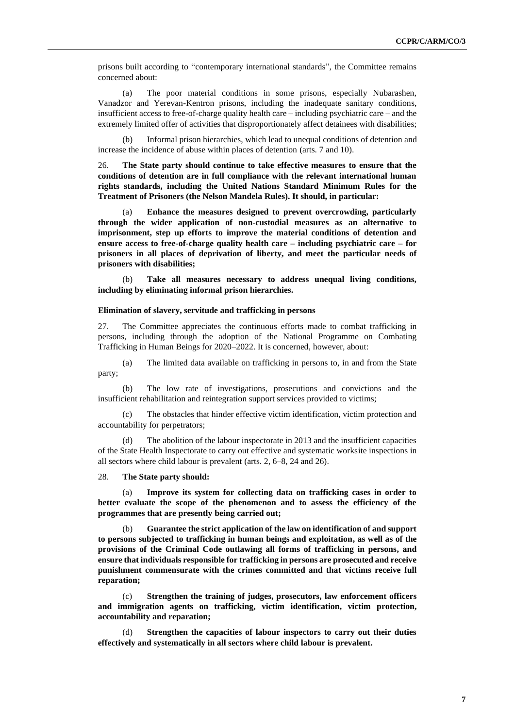prisons built according to "contemporary international standards", the Committee remains concerned about:

(a) The poor material conditions in some prisons, especially Nubarashen, Vanadzor and Yerevan-Kentron prisons, including the inadequate sanitary conditions, insufficient access to free-of-charge quality health care – including psychiatric care – and the extremely limited offer of activities that disproportionately affect detainees with disabilities;

(b) Informal prison hierarchies, which lead to unequal conditions of detention and increase the incidence of abuse within places of detention (arts. 7 and 10).

26. **The State party should continue to take effective measures to ensure that the conditions of detention are in full compliance with the relevant international human rights standards, including the United Nations Standard Minimum Rules for the Treatment of Prisoners (the Nelson Mandela Rules). It should, in particular:**

(a) **Enhance the measures designed to prevent overcrowding, particularly through the wider application of non-custodial measures as an alternative to imprisonment, step up efforts to improve the material conditions of detention and ensure access to free-of-charge quality health care – including psychiatric care – for prisoners in all places of deprivation of liberty, and meet the particular needs of prisoners with disabilities;**

(b) **Take all measures necessary to address unequal living conditions, including by eliminating informal prison hierarchies.**

### Elimination of slavery, servitude and trafficking in persons

27. The Committee appreciates the continuous efforts made to combat trafficking in persons, including through the adoption of the National Programme on Combating Trafficking in Human Beings for 2020–2022. It is concerned, however, about:

(a) The limited data available on trafficking in persons to, in and from the State party;

(b) The low rate of investigations, prosecutions and convictions and the insufficient rehabilitation and reintegration support services provided to victims;

(c) The obstacles that hinder effective victim identification, victim protection and accountability for perpetrators;

(d) The abolition of the labour inspectorate in 2013 and the insufficient capacities of the State Health Inspectorate to carry out effective and systematic worksite inspections in all sectors where child labour is prevalent (arts. 2, 6–8, 24 and 26).

28. **The State party should:**

(a) **Improve its system for collecting data on trafficking cases in order to better evaluate the scope of the phenomenon and to assess the efficiency of the programmes that are presently being carried out;**

(b) **Guarantee the strict application of the law on identification of and support to persons subjected to trafficking in human beings and exploitation, as well as of the provisions of the Criminal Code outlawing all forms of trafficking in persons, and ensure that individuals responsible for trafficking in persons are prosecuted and receive punishment commensurate with the crimes committed and that victims receive full reparation;**

(c) **Strengthen the training of judges, prosecutors, law enforcement officers and immigration agents on trafficking, victim identification, victim protection, accountability and reparation;**

(d) **Strengthen the capacities of labour inspectors to carry out their duties effectively and systematically in all sectors where child labour is prevalent.**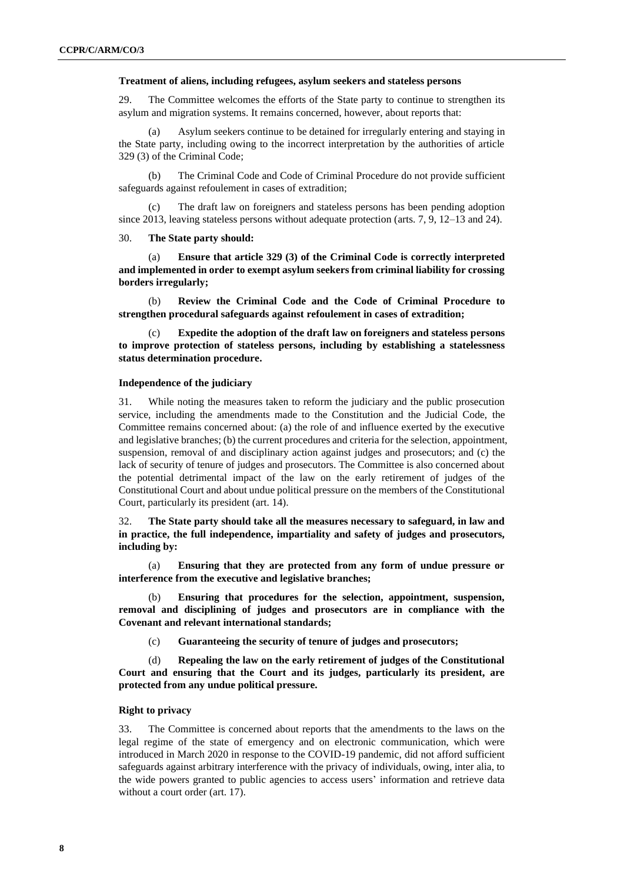### Treatment of aliens, including refugees, asylum seekers and stateless persons

29. The Committee welcomes the efforts of the State party to continue to strengthen its asylum and migration systems. It remains concerned, however, about reports that:

(a) Asylum seekers continue to be detained for irregularly entering and staying in the State party, including owing to the incorrect interpretation by the authorities of article 329 (3) of the Criminal Code;

(b) The Criminal Code and Code of Criminal Procedure do not provide sufficient safeguards against refoulement in cases of extradition;

(c) The draft law on foreigners and stateless persons has been pending adoption since 2013, leaving stateless persons without adequate protection (arts. 7, 9, 12–13 and 24).

30. **The State party should:**

(a) **Ensure that article 329 (3) of the Criminal Code is correctly interpreted and implemented in order to exempt asylum seekers from criminal liability for crossing borders irregularly;**

(b) **Review the Criminal Code and the Code of Criminal Procedure to strengthen procedural safeguards against refoulement in cases of extradition;**

(c) **Expedite the adoption of the draft law on foreigners and stateless persons to improve protection of stateless persons, including by establishing a statelessness status determination procedure.**

### Independence of the judiciary

31. While noting the measures taken to reform the judiciary and the public prosecution service, including the amendments made to the Constitution and the Judicial Code, the Committee remains concerned about: (a) the role of and influence exerted by the executive and legislative branches; (b) the current procedures and criteria for the selection, appointment, suspension, removal of and disciplinary action against judges and prosecutors; and (c) the lack of security of tenure of judges and prosecutors. The Committee is also concerned about the potential detrimental impact of the law on the early retirement of judges of the Constitutional Court and about undue political pressure on the members of the Constitutional Court, particularly its president (art. 14).

32. **The State party should take all the measures necessary to safeguard, in law and in practice, the full independence, impartiality and safety of judges and prosecutors, including by:**

(a) **Ensuring that they are protected from any form of undue pressure or interference from the executive and legislative branches;**

(b) **Ensuring that procedures for the selection, appointment, suspension, removal and disciplining of judges and prosecutors are in compliance with the Covenant and relevant international standards;**

(c) **Guaranteeing the security of tenure of judges and prosecutors;**

(d) **Repealing the law on the early retirement of judges of the Constitutional Court and ensuring that the Court and its judges, particularly its president, are protected from any undue political pressure.**

### Right to privacy

33. The Committee is concerned about reports that the amendments to the laws on the legal regime of the state of emergency and on electronic communication, which were introduced in March 2020 in response to the COVID-19 pandemic, did not afford sufficient safeguards against arbitrary interference with the privacy of individuals, owing, inter alia, to the wide powers granted to public agencies to access users' information and retrieve data without a court order (art. 17).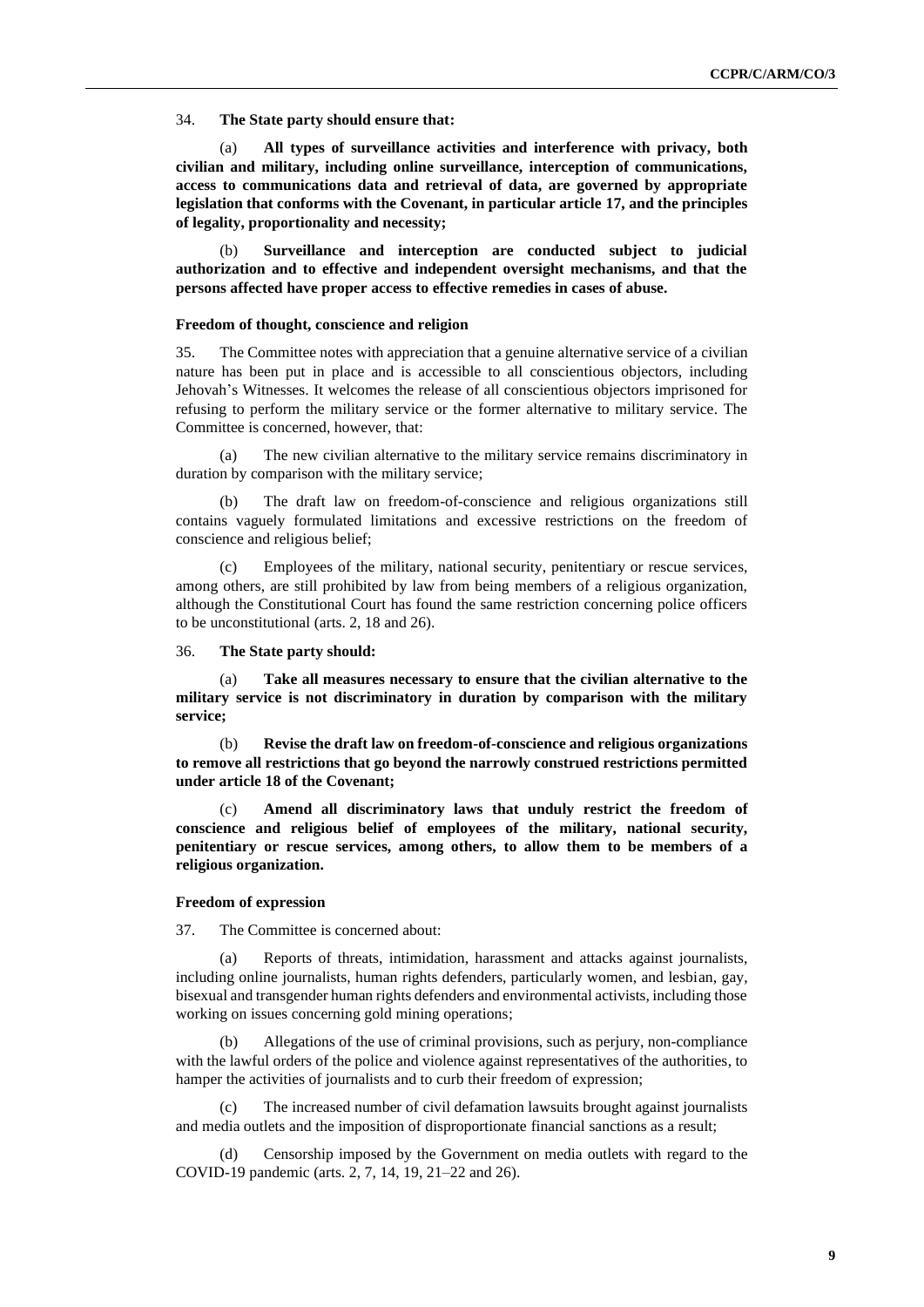34. **The State party should ensure that:**

(a) **All types of surveillance activities and interference with privacy, both civilian and military, including online surveillance, interception of communications, access to communications data and retrieval of data, are governed by appropriate legislation that conforms with the Covenant, in particular article 17, and the principles of legality, proportionality and necessity;**

(b) **Surveillance and interception are conducted subject to judicial authorization and to effective and independent oversight mechanisms, and that the persons affected have proper access to effective remedies in cases of abuse.**

### Freedom of thought, conscience and religion

35. The Committee notes with appreciation that a genuine alternative service of a civilian nature has been put in place and is accessible to all conscientious objectors, including Jehovah's Witnesses. It welcomes the release of all conscientious objectors imprisoned for refusing to perform the military service or the former alternative to military service. The Committee is concerned, however, that:

(a) The new civilian alternative to the military service remains discriminatory in duration by comparison with the military service;

(b) The draft law on freedom-of-conscience and religious organizations still contains vaguely formulated limitations and excessive restrictions on the freedom of conscience and religious belief;

(c) Employees of the military, national security, penitentiary or rescue services, among others, are still prohibited by law from being members of a religious organization, although the Constitutional Court has found the same restriction concerning police officers to be unconstitutional (arts. 2, 18 and 26).

36. **The State party should:**

(a) **Take all measures necessary to ensure that the civilian alternative to the military service is not discriminatory in duration by comparison with the military service;**

(b) **Revise the draft law on freedom-of-conscience and religious organizations to remove all restrictions that go beyond the narrowly construed restrictions permitted under article 18 of the Covenant;**

(c) **Amend all discriminatory laws that unduly restrict the freedom of conscience and religious belief of employees of the military, national security, penitentiary or rescue services, among others, to allow them to be members of a religious organization.**

### Freedom of expression

37. The Committee is concerned about:

(a) Reports of threats, intimidation, harassment and attacks against journalists, including online journalists, human rights defenders, particularly women, and lesbian, gay, bisexual and transgender human rights defenders and environmental activists, including those working on issues concerning gold mining operations;

(b) Allegations of the use of criminal provisions, such as perjury, non-compliance with the lawful orders of the police and violence against representatives of the authorities, to hamper the activities of journalists and to curb their freedom of expression;

(c) The increased number of civil defamation lawsuits brought against journalists and media outlets and the imposition of disproportionate financial sanctions as a result;

(d) Censorship imposed by the Government on media outlets with regard to the COVID-19 pandemic (arts. 2, 7, 14, 19, 21–22 and 26).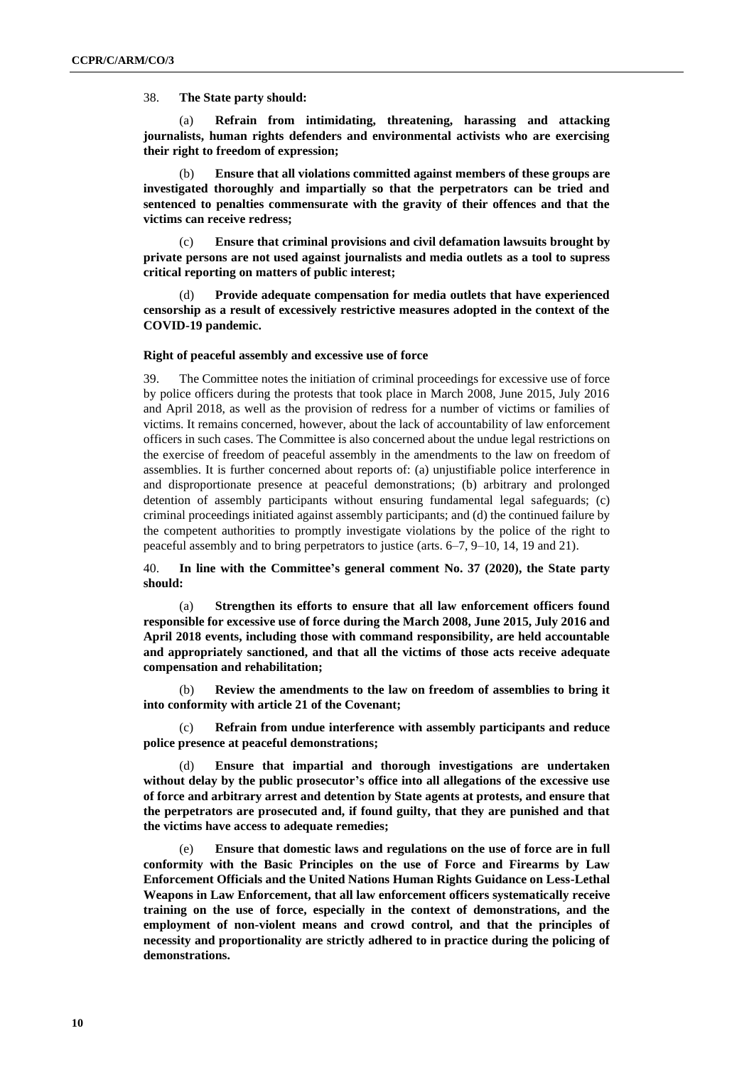38. **The State party should:**

(a) **Refrain from intimidating, threatening, harassing and attacking journalists, human rights defenders and environmental activists who are exercising their right to freedom of expression;**

(b) **Ensure that all violations committed against members of these groups are investigated thoroughly and impartially so that the perpetrators can be tried and sentenced to penalties commensurate with the gravity of their offences and that the victims can receive redress;**

(c) **Ensure that criminal provisions and civil defamation lawsuits brought by private persons are not used against journalists and media outlets as a tool to supress critical reporting on matters of public interest;**

(d) **Provide adequate compensation for media outlets that have experienced censorship as a result of excessively restrictive measures adopted in the context of the COVID-19 pandemic.**

#### Right of peaceful assembly and excessive use of force

39. The Committee notes the initiation of criminal proceedings for excessive use of force by police officers during the protests that took place in March 2008, June 2015, July 2016 and April 2018, as well as the provision of redress for a number of victims or families of victims. It remains concerned, however, about the lack of accountability of law enforcement officers in such cases. The Committee is also concerned about the undue legal restrictions on the exercise of freedom of peaceful assembly in the amendments to the law on freedom of assemblies. It is further concerned about reports of: (a) unjustifiable police interference in and disproportionate presence at peaceful demonstrations; (b) arbitrary and prolonged detention of assembly participants without ensuring fundamental legal safeguards; (c) criminal proceedings initiated against assembly participants; and (d) the continued failure by the competent authorities to promptly investigate violations by the police of the right to peaceful assembly and to bring perpetrators to justice (arts. 6–7, 9–10, 14, 19 and 21).

40. **In line with the Committee's general comment No. 37 (2020), the State party should:**

(a) **Strengthen its efforts to ensure that all law enforcement officers found responsible for excessive use of force during the March 2008, June 2015, July 2016 and April 2018 events, including those with command responsibility, are held accountable and appropriately sanctioned, and that all the victims of those acts receive adequate compensation and rehabilitation;**

(b) **Review the amendments to the law on freedom of assemblies to bring it into conformity with article 21 of the Covenant;**

(c) **Refrain from undue interference with assembly participants and reduce police presence at peaceful demonstrations;**

(d) **Ensure that impartial and thorough investigations are undertaken without delay by the public prosecutor's office into all allegations of the excessive use of force and arbitrary arrest and detention by State agents at protests, and ensure that the perpetrators are prosecuted and, if found guilty, that they are punished and that the victims have access to adequate remedies;**

(e) **Ensure that domestic laws and regulations on the use of force are in full conformity with the Basic Principles on the use of Force and Firearms by Law Enforcement Officials and the United Nations Human Rights Guidance on Less-Lethal Weapons in Law Enforcement, that all law enforcement officers systematically receive training on the use of force, especially in the context of demonstrations, and the employment of non-violent means and crowd control, and that the principles of necessity and proportionality are strictly adhered to in practice during the policing of demonstrations.**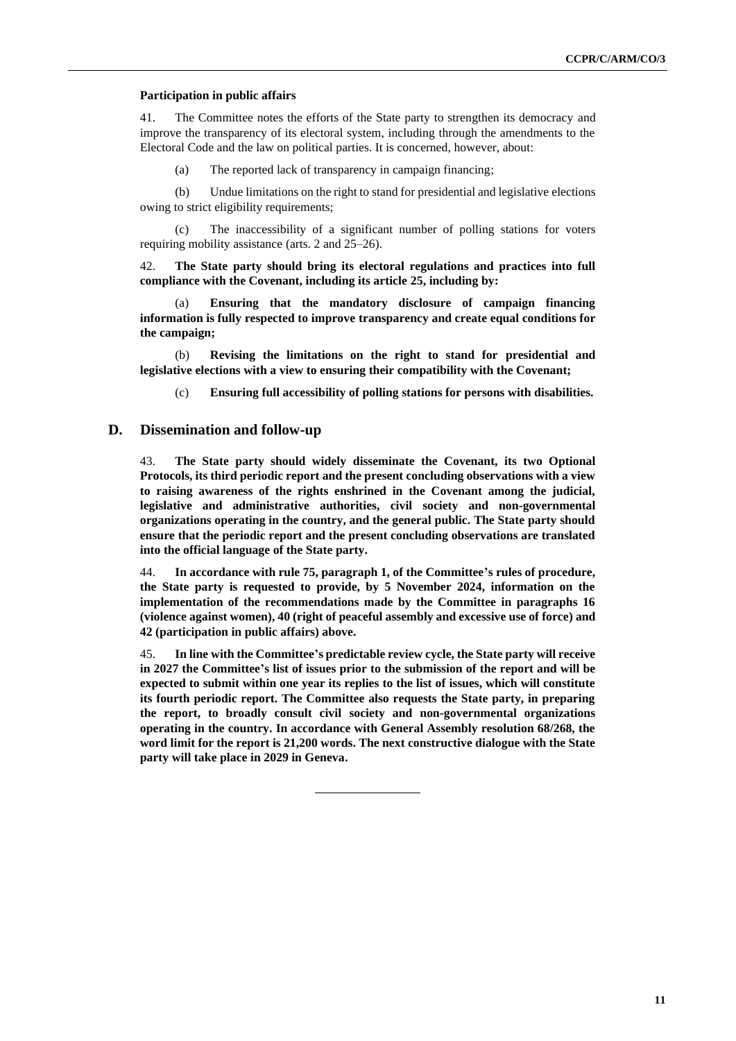**Participation in public affairs**

41. The Committee notes the efforts of the State party to strengthen its democracy and improve the transparency of its electoral system, including through the amendments to the Electoral Code and the law on political parties. It is concerned, however, about:

(a) The reported lack of transparency in campaign financing;

(b) Undue limitations on the right to stand for presidential and legislative elections owing to strict eligibility requirements;

(c) The inaccessibility of a significant number of polling stations for voters requiring mobility assistance (arts. 2 and 25–26).

42. **The State party should bring its electoral regulations and practices into full compliance with the Covenant, including its article 25, including by:**

(a) **Ensuring that the mandatory disclosure of campaign financing information is fully respected to improve transparency and create equal conditions for the campaign;**

(b) **Revising the limitations on the right to stand for presidential and legislative elections with a view to ensuring their compatibility with the Covenant;**

(c) **Ensuring full accessibility of polling stations for persons with disabilities.**

## D. Dissemination and follow-up

43. **The State party should widely disseminate the Covenant, its two Optional Protocols, its third periodic report and the present concluding observations with a view to raising awareness of the rights enshrined in the Covenant among the judicial, legislative and administrative authorities, civil society and non-governmental organizations operating in the country, and the general public. The State party should ensure that the periodic report and the present concluding observations are translated into the official language of the State party.**

44. **In accordance with rule 75, paragraph 1, of the Committee's rules of procedure, the State party is requested to provide, by 5 November 2024, information on the implementation of the recommendations made by the Committee in paragraphs 16 (violence against women), 40 (right of peaceful assembly and excessive use of force) and 42 (participation in public affairs) above.**

45. **In line with the Committee's predictable review cycle, the State party will receive in 2027 the Committee's list of issues prior to the submission of the report and will be expected to submit within one year its replies to the list of issues, which will constitute its fourth periodic report. The Committee also requests the State party, in preparing the report, to broadly consult civil society and non-governmental organizations operating in the country. In accordance with General Assembly resolution 68/268, the word limit for the report is 21,200 words. The next constructive dialogue with the State party will take place in 2029 in Geneva.**